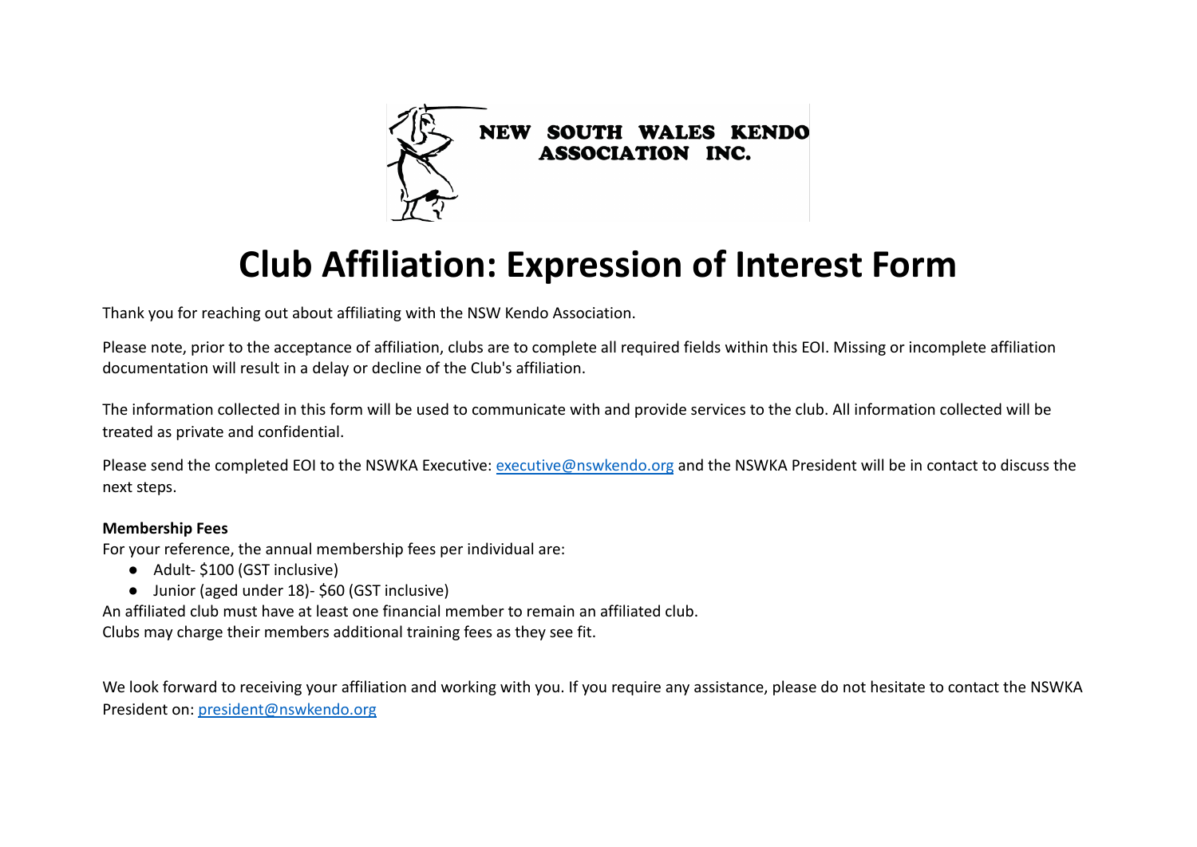NEW SOUTH WALES KENDO ASSOCIATION INC.

# Club Affiliation: Expression of Interest Form

Thank you for reaching out about affiliating with the NSW Kendo Association.

Please note, prior to the acceptance of affiliation, clubs are to complete all required fields within this EOI. Missing or incomplete affiliation documentation will result in a delay or decline of the Club's affiliation.

The information collected in this form will be used to communicate with and provide services to the club. All information collected will be treated as private and confidential.

Please send the completed EOI to the NSWKA Executive: [executive@nswkendo.org](mailto:executive@nswkendo.org) and the NSWKA President will be in contact to discuss the next steps.

**Membership Fees**

For your reference, the annual membership fees per individual are:

- Adult- $100 (GST inclusive)
- Junior (aged under 18)- $60 (GST inclusive)

An affiliated club must have at least one financial member to remain an affiliated club.
Clubs may charge their members additional training fees as they see fit.

We look forward to receiving your affiliation and working with you. If you require any assistance, please do not hesitate to contact the NSWKA President on: [president@nswkendo.org](mailto:president@nswkendo.org)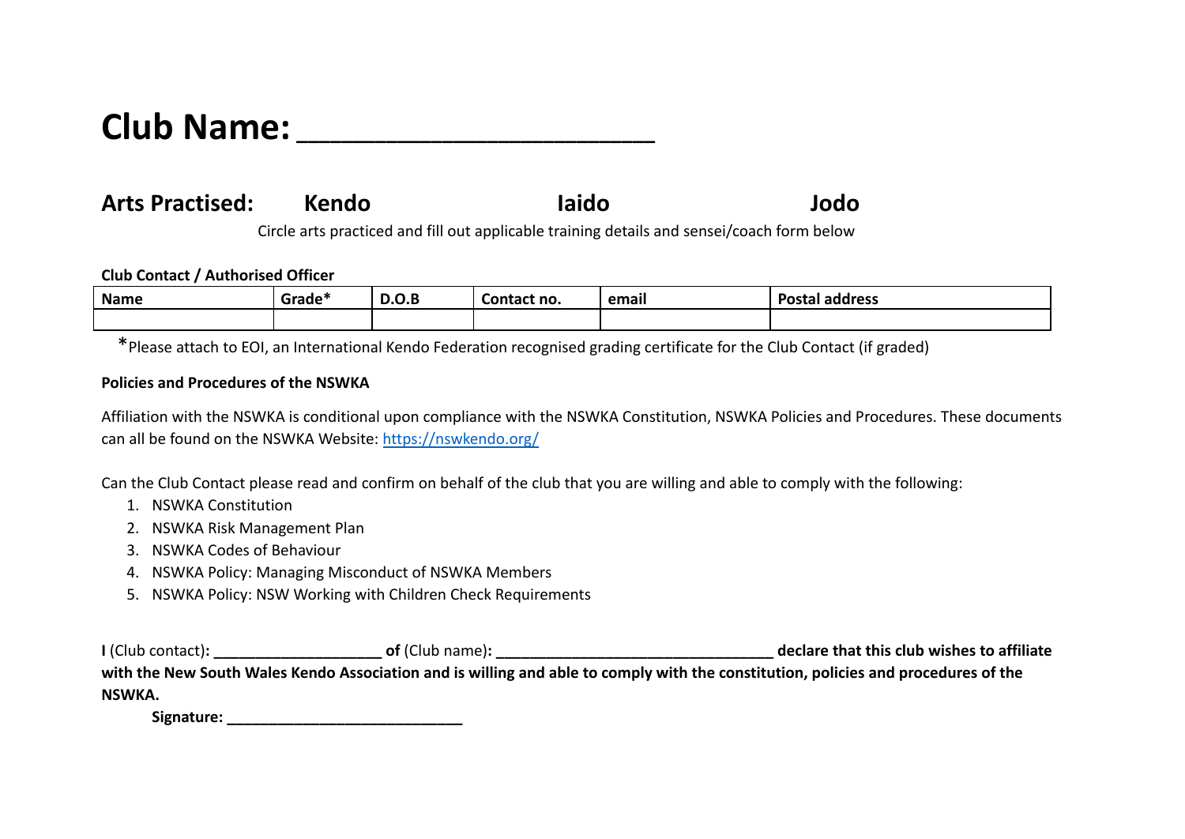# Club Name: ______________________

## Arts Practised: Kendo Iaido Jodo

Circle arts practiced and fill out applicable training details and sensei/coach form below

**Club Contact / Authorised Officer**

| Name | Grade* | D.O.B | Contact no. | email | Postal address |
|---|---|---|---|---|---|
| | | | | | |

*Please attach to EOI, an International Kendo Federation recognised grading certificate for the Club Contact (if graded)

**Policies and Procedures of the NSWKA**

Affiliation with the NSWKA is conditional upon compliance with the NSWKA Constitution, NSWKA Policies and Procedures. These documents can all be found on the NSWKA Website: https://nswkendo.org/

Can the Club Contact please read and confirm on behalf of the club that you are willing and able to comply with the following:

1. NSWKA Constitution
2. NSWKA Risk Management Plan
3. NSWKA Codes of Behaviour
4. NSWKA Policy: Managing Misconduct of NSWKA Members
5. NSWKA Policy: NSW Working with Children Check Requirements

**I** (Club contact)**: ____________________ of** (Club name)**: _________________________________ declare that this club wishes to affiliate with the New South Wales Kendo Association and is willing and able to comply with the constitution, policies and procedures of the NSWKA.**

**Signature: ____________________________**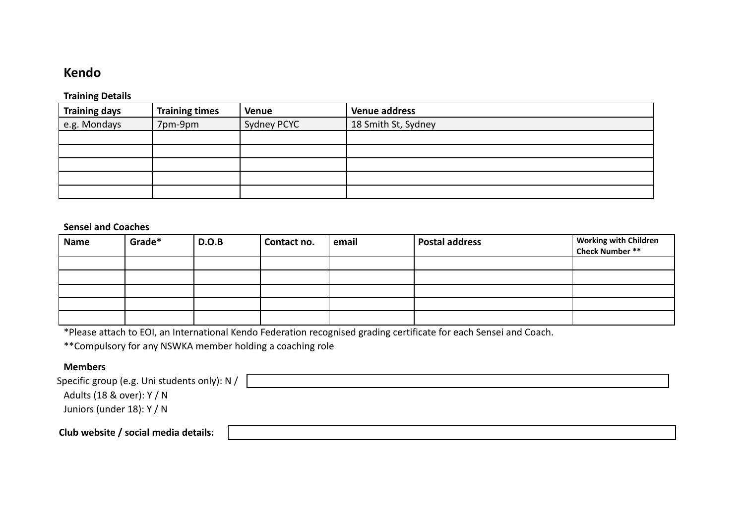# Kendo

**Training Details**

| Training days | Training times | Venue | Venue address |
|---|---|---|---|
| e.g. Mondays | 7pm-9pm | Sydney PCYC | 18 Smith St, Sydney |
| | | | |
| | | | |
| | | | |
| | | | |
| | | | |

**Sensei and Coaches**

| Name | Grade* | D.O.B | Contact no. | email | Postal address | Working with Children Check Number ** |
|---|---|---|---|---|---|---|
| | | | | | | |
| | | | | | | |
| | | | | | | |
| | | | | | | |
| | | | | | | |

*Please attach to EOI, an International Kendo Federation recognised grading certificate for each Sensei and Coach.

**Compulsory for any NSWKA member holding a coaching role

**Members**

Specific group (e.g. Uni students only): N / ____________________

Adults (18 & over): Y / N

Juniors (under 18): Y / N

**Club website / social media details:** ____________________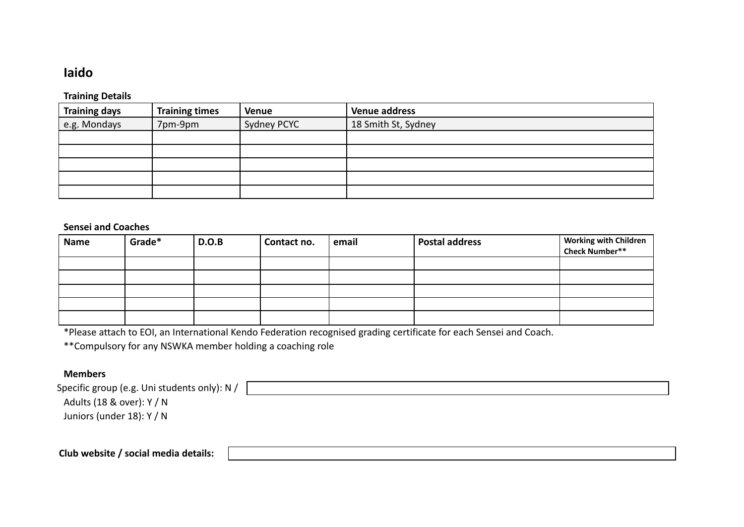# Iaido

**Training Details**

| Training days | Training times | Venue | Venue address |
|---|---|---|---|
| e.g. Mondays | 7pm-9pm | Sydney PCYC | 18 Smith St, Sydney |
| | | | |
| | | | |
| | | | |
| | | | |
| | | | |

**Sensei and Coaches**

| Name | Grade* | D.O.B | Contact no. | email | Postal address | Working with Children Check Number** |
|---|---|---|---|---|---|---|
| | | | | | | |
| | | | | | | |
| | | | | | | |
| | | | | | | |
| | | | | | | |

*Please attach to EOI, an International Kendo Federation recognised grading certificate for each Sensei and Coach.

**Compulsory for any NSWKA member holding a coaching role

**Members**

Specific group (e.g. Uni students only): N / 

Adults (18 & over): Y / N

Juniors (under 18): Y / N

**Club website / social media details:**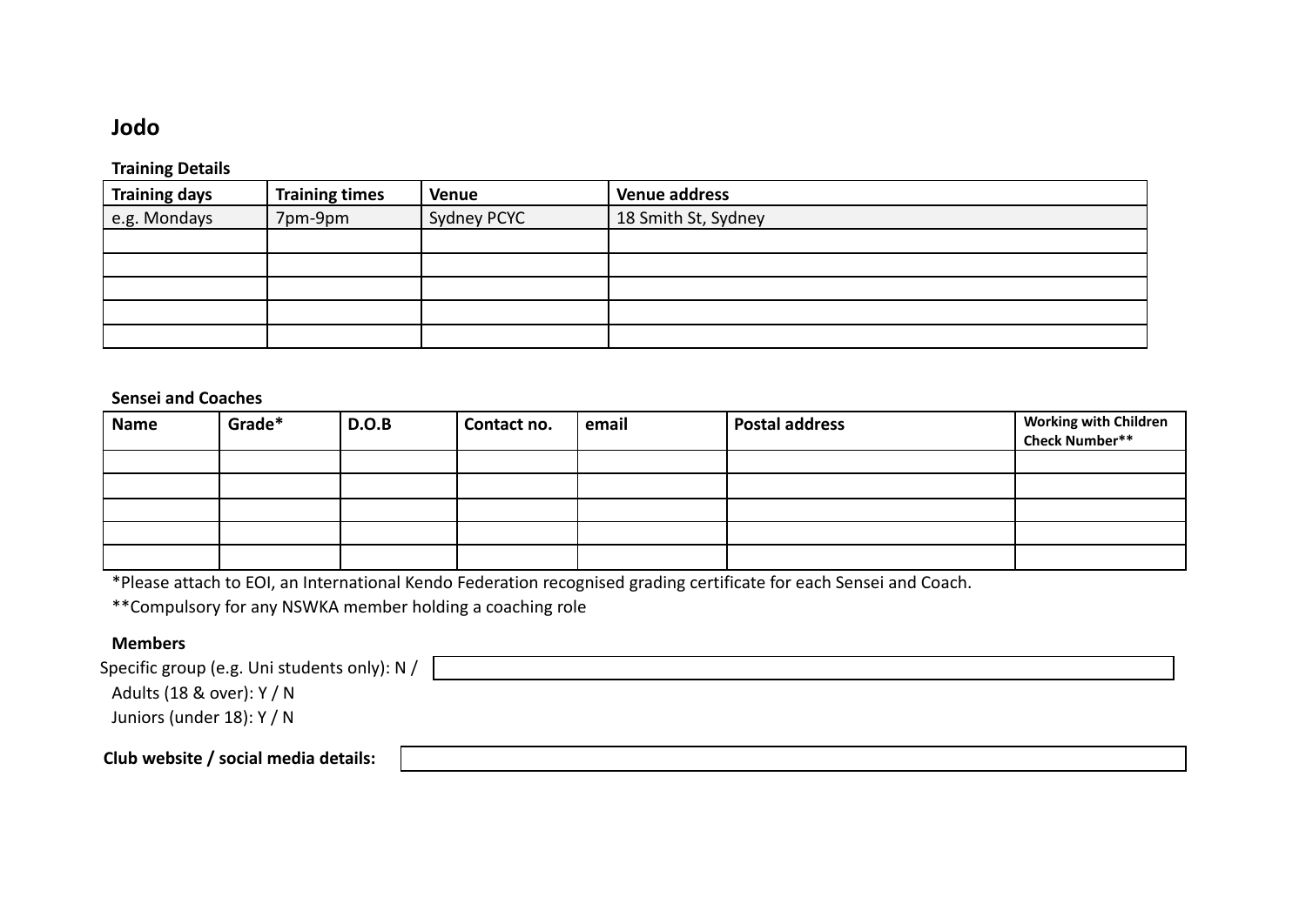## Jodo

**Training Details**

| Training days | Training times | Venue | Venue address |
|---|---|---|---|
| e.g. Mondays | 7pm-9pm | Sydney PCYC | 18 Smith St, Sydney |
| | | | |
| | | | |
| | | | |
| | | | |
| | | | |

**Sensei and Coaches**

| Name | Grade* | D.O.B | Contact no. | email | Postal address | Working with Children Check Number** |
|---|---|---|---|---|---|---|
| | | | | | | |
| | | | | | | |
| | | | | | | |
| | | | | | | |
| | | | | | | |

*Please attach to EOI, an International Kendo Federation recognised grading certificate for each Sensei and Coach.

**Compulsory for any NSWKA member holding a coaching role

**Members**

Specific group (e.g. Uni students only): N / 

Adults (18 & over): Y / N

Juniors (under 18): Y / N

**Club website / social media details:**